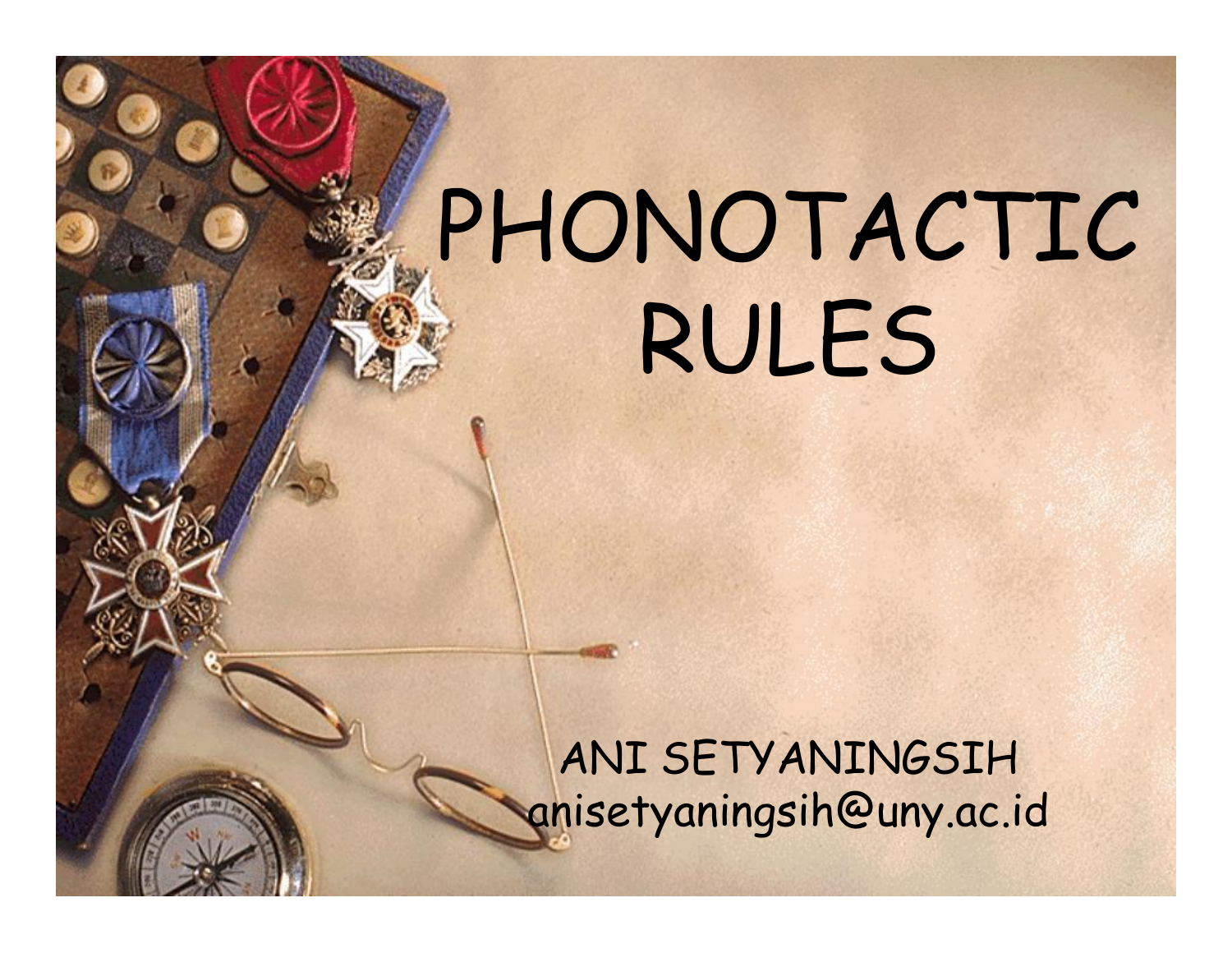# PHONOTACTIC RULES

ANI SETYANINGSIH
anisetyaningsih@uny.ac.id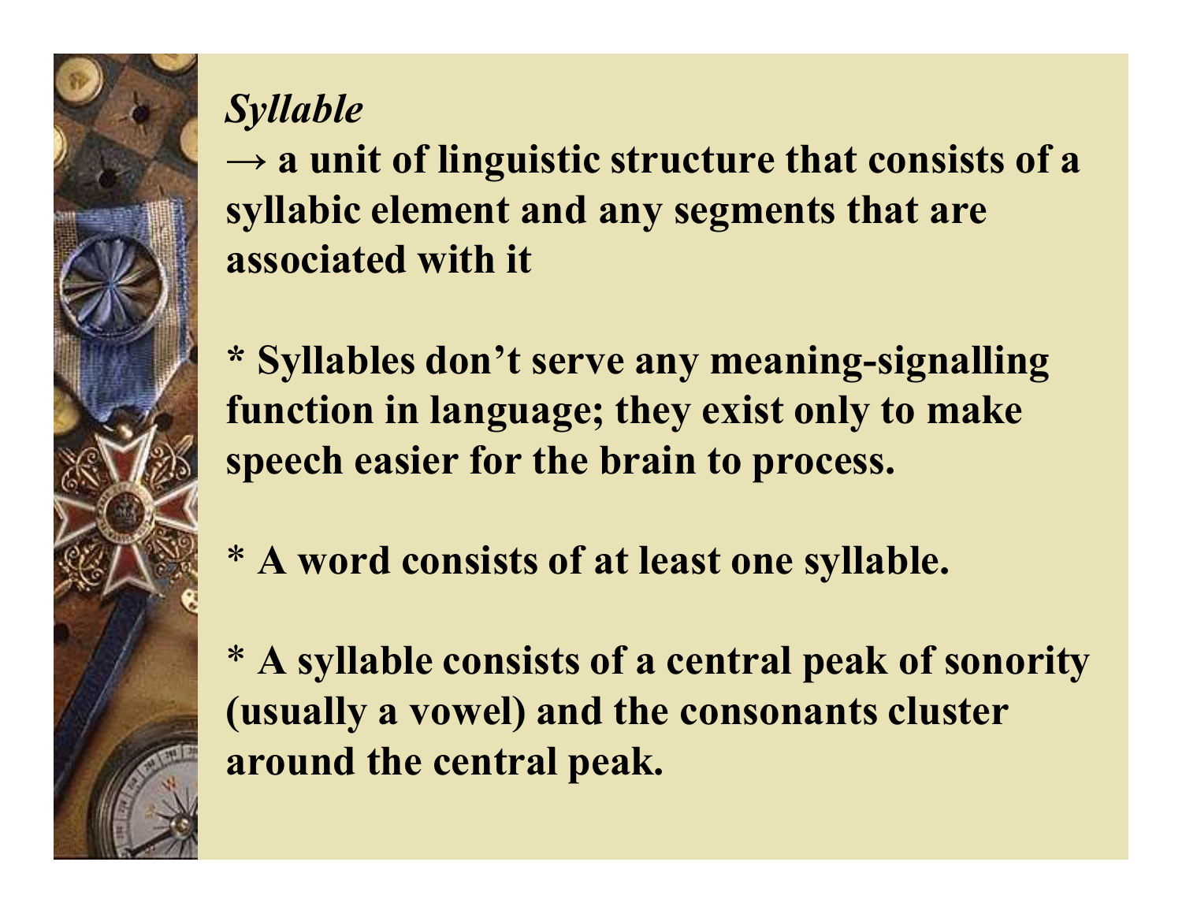*Syllable*

→ **a unit of linguistic structure that consists of a syllabic element and any segments that are associated with it**

**\* Syllables don't serve any meaning-signalling function in language; they exist only to make speech easier for the brain to process.**

**\* A word consists of at least one syllable.**

**\* A syllable consists of a central peak of sonority (usually a vowel) and the consonants cluster around the central peak.**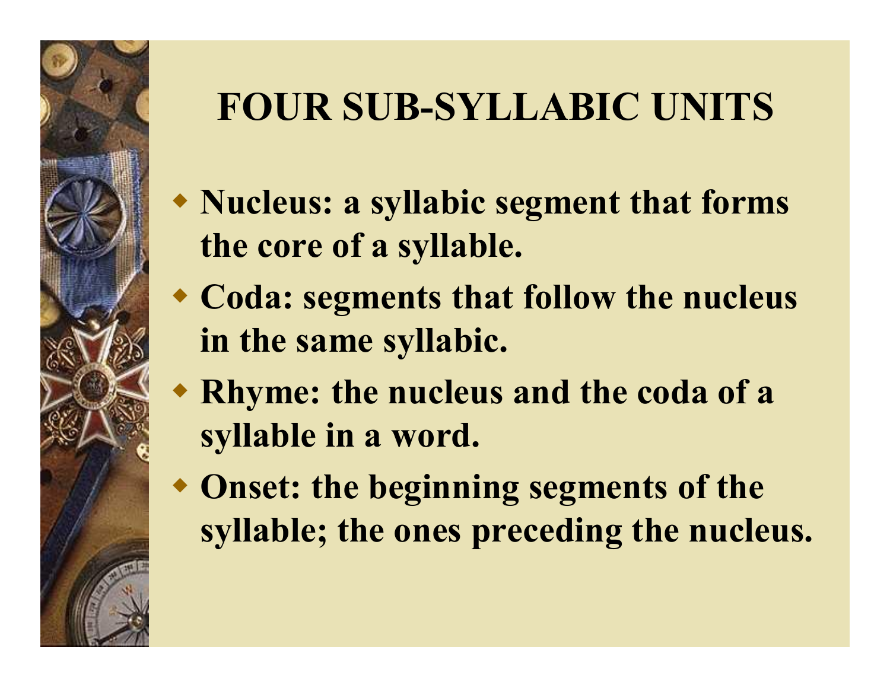# FOUR SUB-SYLLABIC UNITS

- **Nucleus: a syllabic segment that forms the core of a syllable.**
- **Coda: segments that follow the nucleus in the same syllabic.**
- **Rhyme: the nucleus and the coda of a syllable in a word.**
- **Onset: the beginning segments of the syllable; the ones preceding the nucleus.**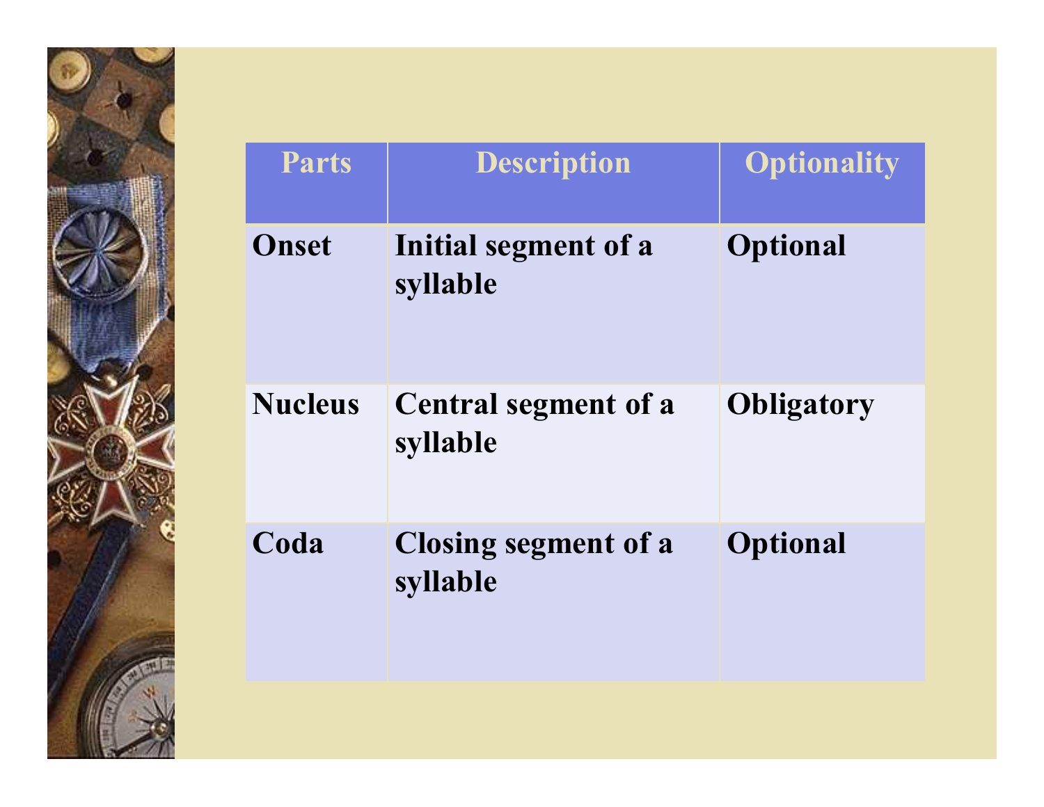| Parts | Description | Optionality |
|---|---|---|
| **Onset** | **Initial segment of a syllable** | **Optional** |
| **Nucleus** | **Central segment of a syllable** | **Obligatory** |
| **Coda** | **Closing segment of a syllable** | **Optional** |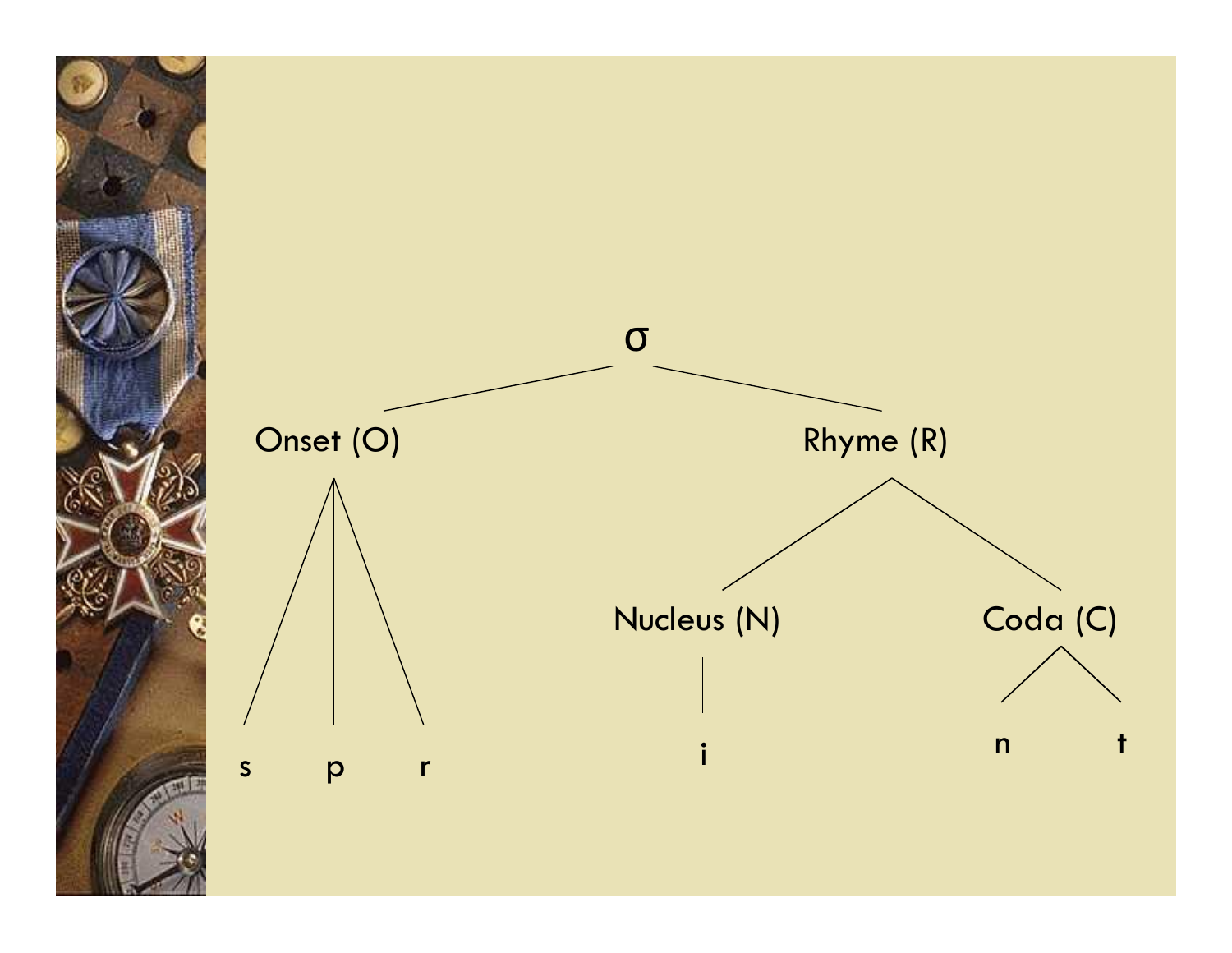```
                          σ
              /                       \
        Onset (O)                  Rhyme (R)
        /   |   \                 /         \
       s    p    r          Nucleus (N)    Coda (C)
                                 |          /    \
                                 i         n      t
```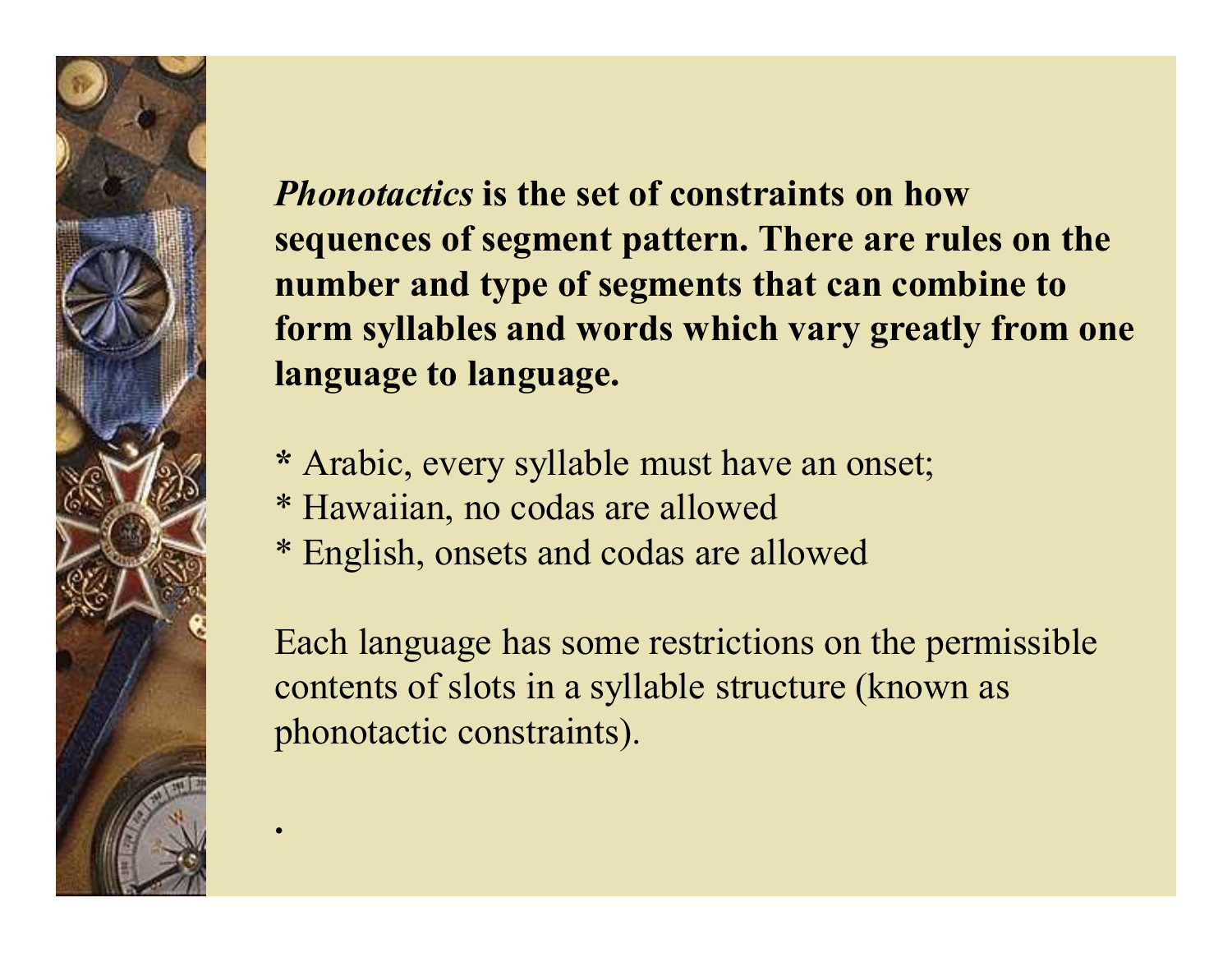***Phonotactics* is the set of constraints on how sequences of segment pattern. There are rules on the number and type of segments that can combine to form syllables and words which vary greatly from one language to language.**

* Arabic, every syllable must have an onset;
* Hawaiian, no codas are allowed
* English, onsets and codas are allowed

Each language has some restrictions on the permissible contents of slots in a syllable structure (known as phonotactic constraints).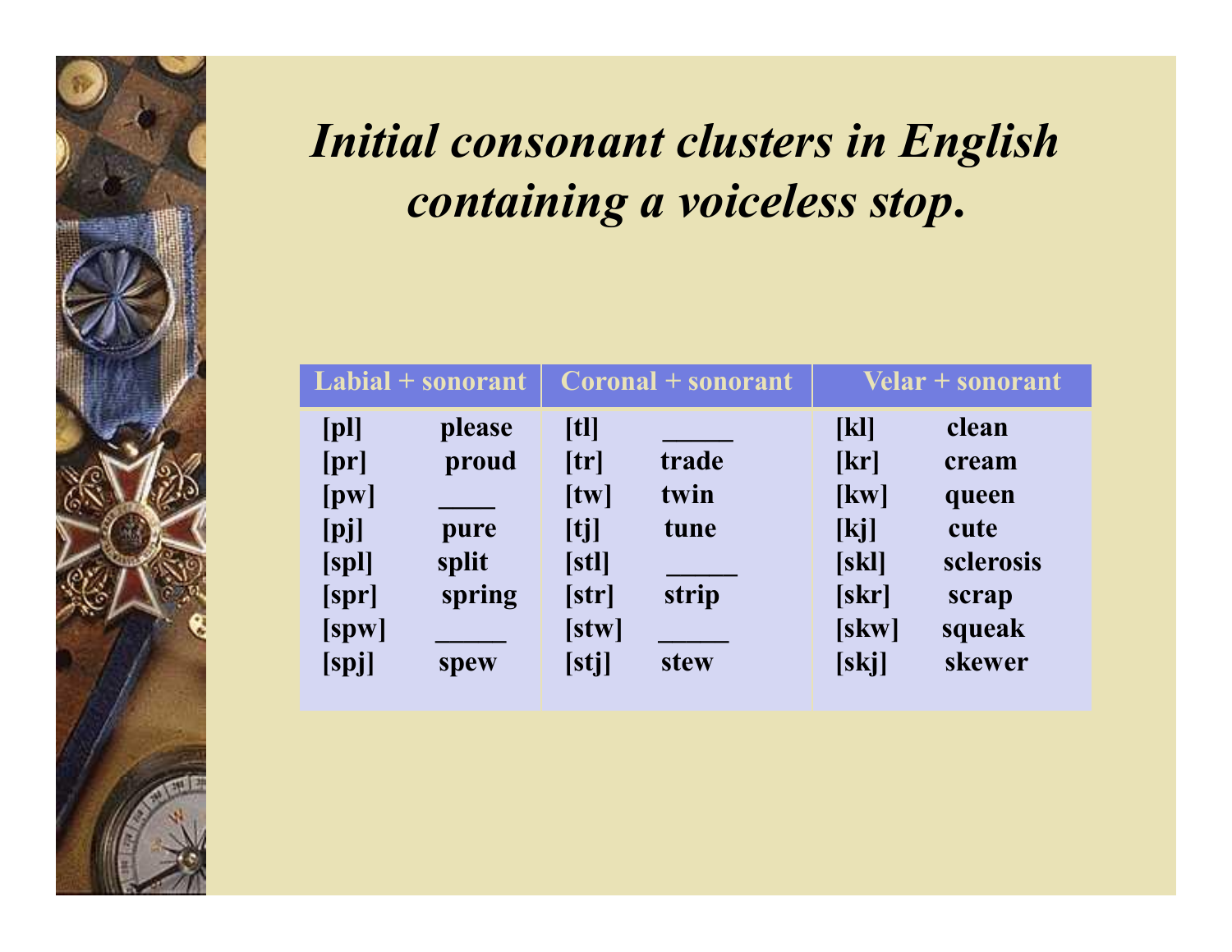# *Initial consonant clusters in English containing a voiceless stop.*

| Labial + sonorant | | Coronal + sonorant | | Velar + sonorant | |
|---|---|---|---|---|---|
| [pl] | please | [tl] | _____ | [kl] | clean |
| [pr] | proud | [tr] | trade | [kr] | cream |
| [pw] | ____ | [tw] | twin | [kw] | queen |
| [pj] | pure | [tj] | tune | [kj] | cute |
| [spl] | split | [stl] | _____ | [skl] | sclerosis |
| [spr] | spring | [str] | strip | [skr] | scrap |
| [spw] | _____ | [stw] | _____ | [skw] | squeak |
| [spj] | spew | [stj] | stew | [skj] | skewer |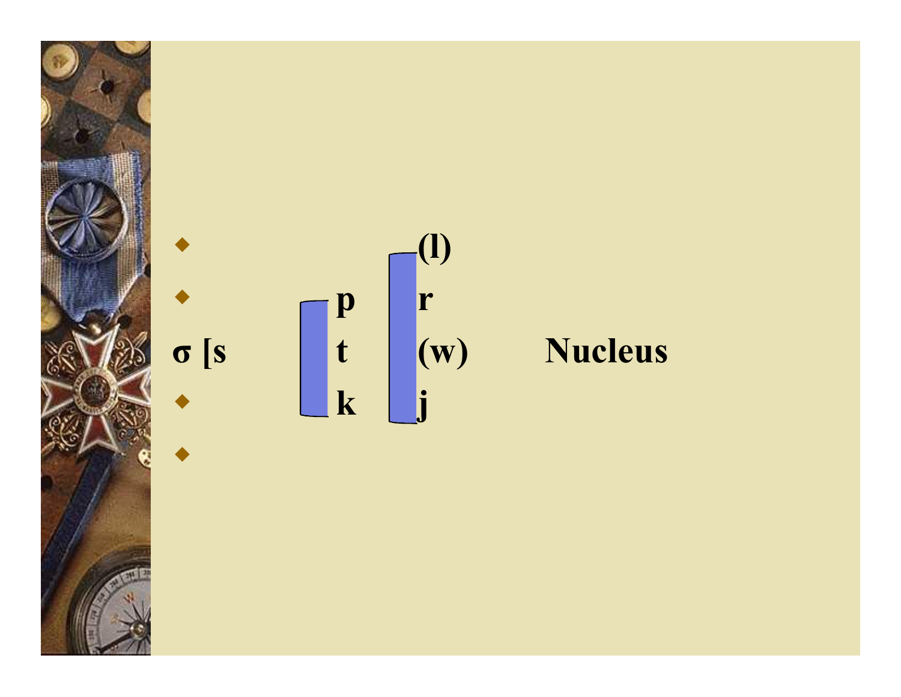σ [s p t k (l) r (w) j Nucleus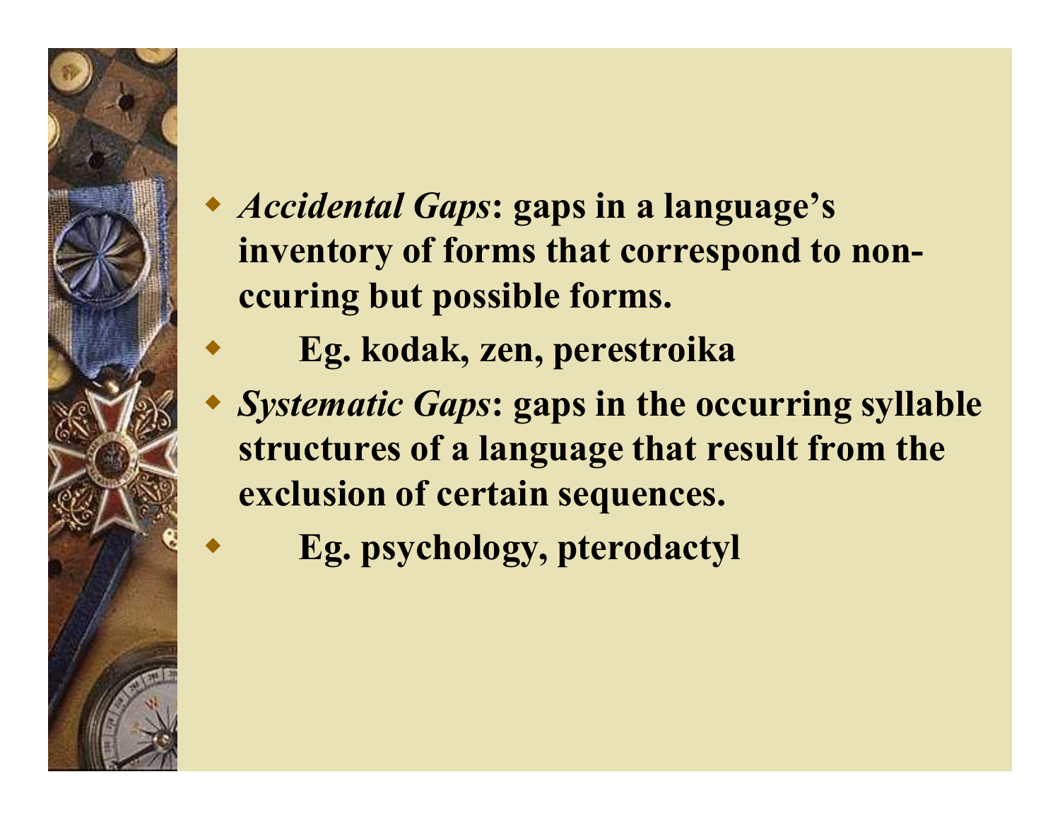- ***Accidental Gaps*: gaps in a language's inventory of forms that correspond to non-ccuring but possible forms.**
- **Eg. kodak, zen, perestroika**
- ***Systematic Gaps*: gaps in the occurring syllable structures of a language that result from the exclusion of certain sequences.**
- **Eg. psychology, pterodactyl**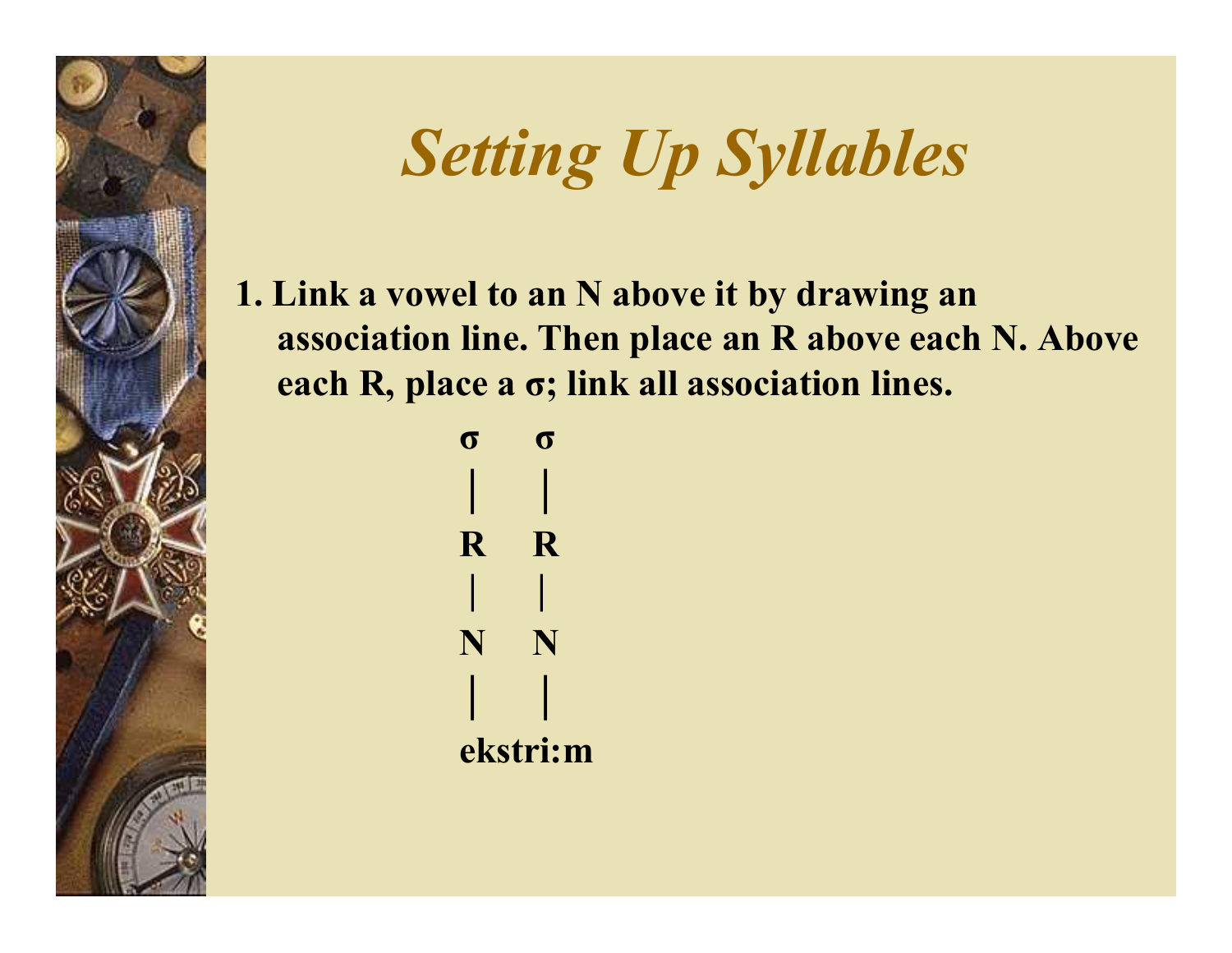# *Setting Up Syllables*

1. Link a vowel to an N above it by drawing an association line. Then place an R above each N. Above each R, place a σ; link all association lines.

```
σ    σ
|    |
R    R
|    |
N    N
|    |
ekstri:m
```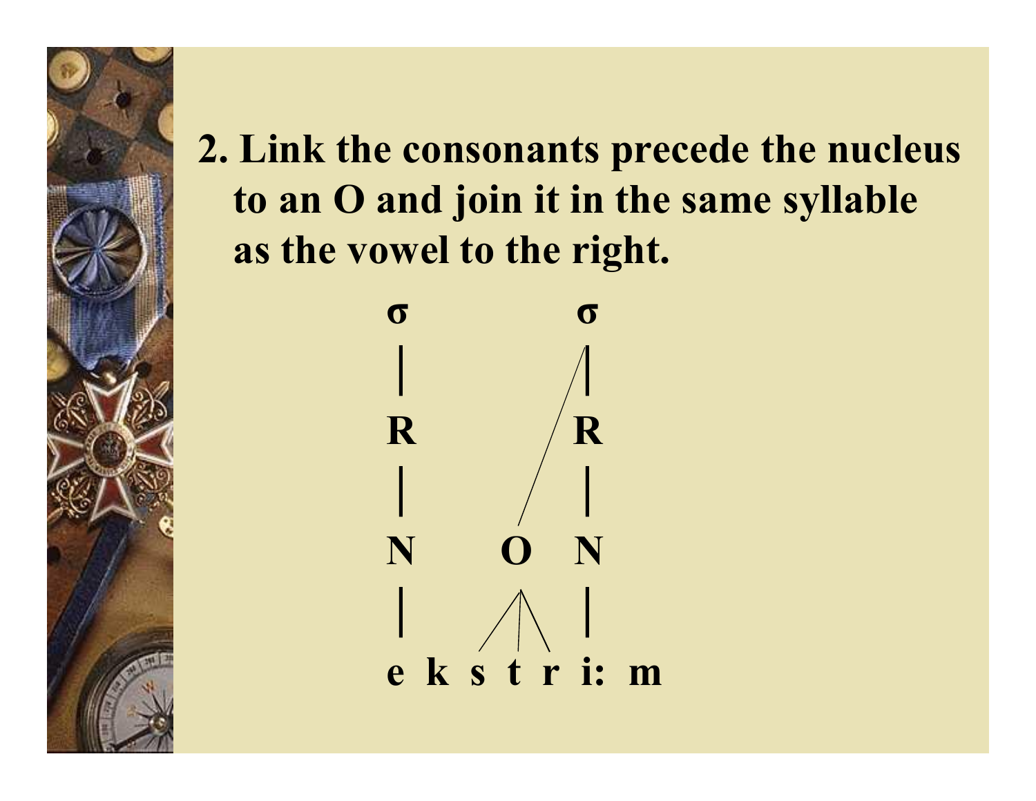2. Link the consonants precede the nucleus to an O and join it in the same syllable as the vowel to the right.

```
σ           σ
|          /|
R         / R
|        /  |
N      O    N
|     /|\   |
e  k  s t r i:  m
```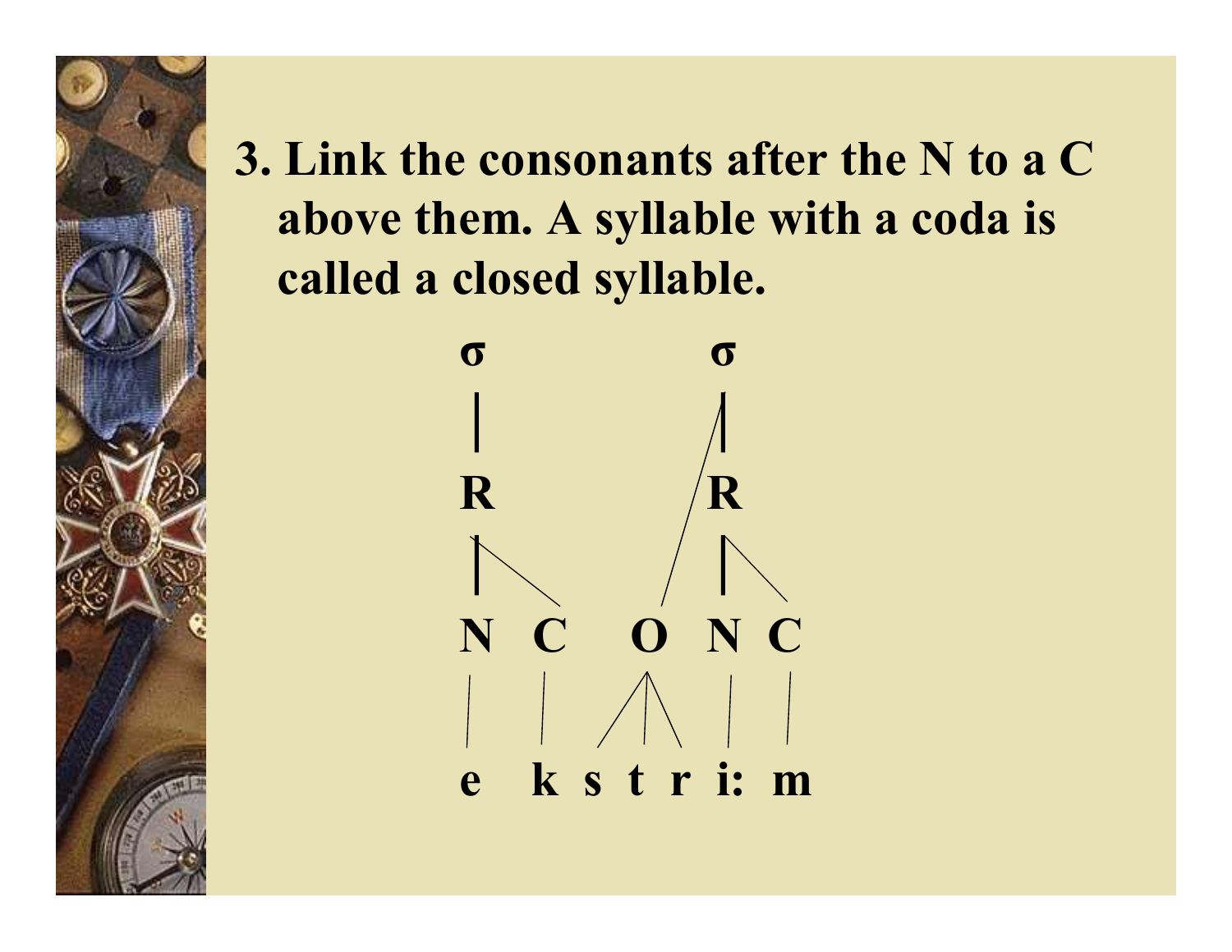3. Link the consonants after the N to a C above them. A syllable with a coda is called a closed syllable.

```
σ               σ
|              /|
R             / R
|\           /  |\
N  C      O     N  C
|  |     /|\    |  |
e  k   s  t  r  i: m
```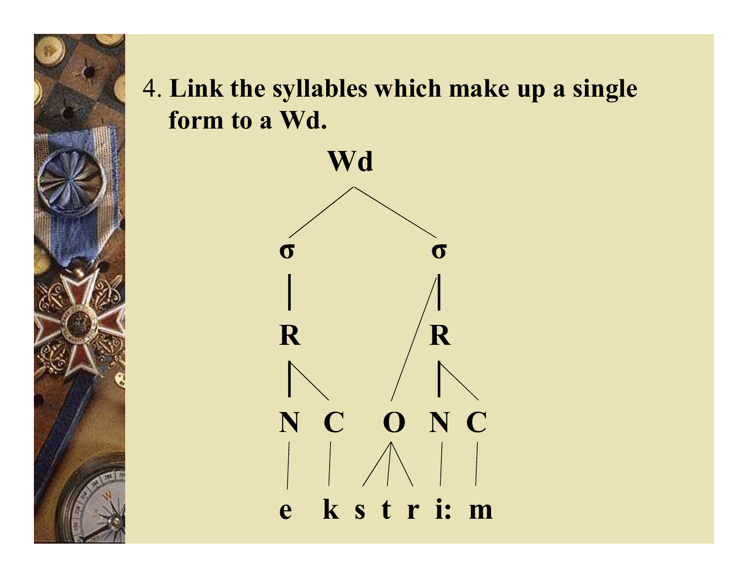4. **Link the syllables which make up a single form to a Wd.**

```
            Wd
          /    \
         σ      σ
         |     /|
         R    / R
        |\   /  |\
        N C O   N C
        | | /|\ | |
        e k s t r i: m
```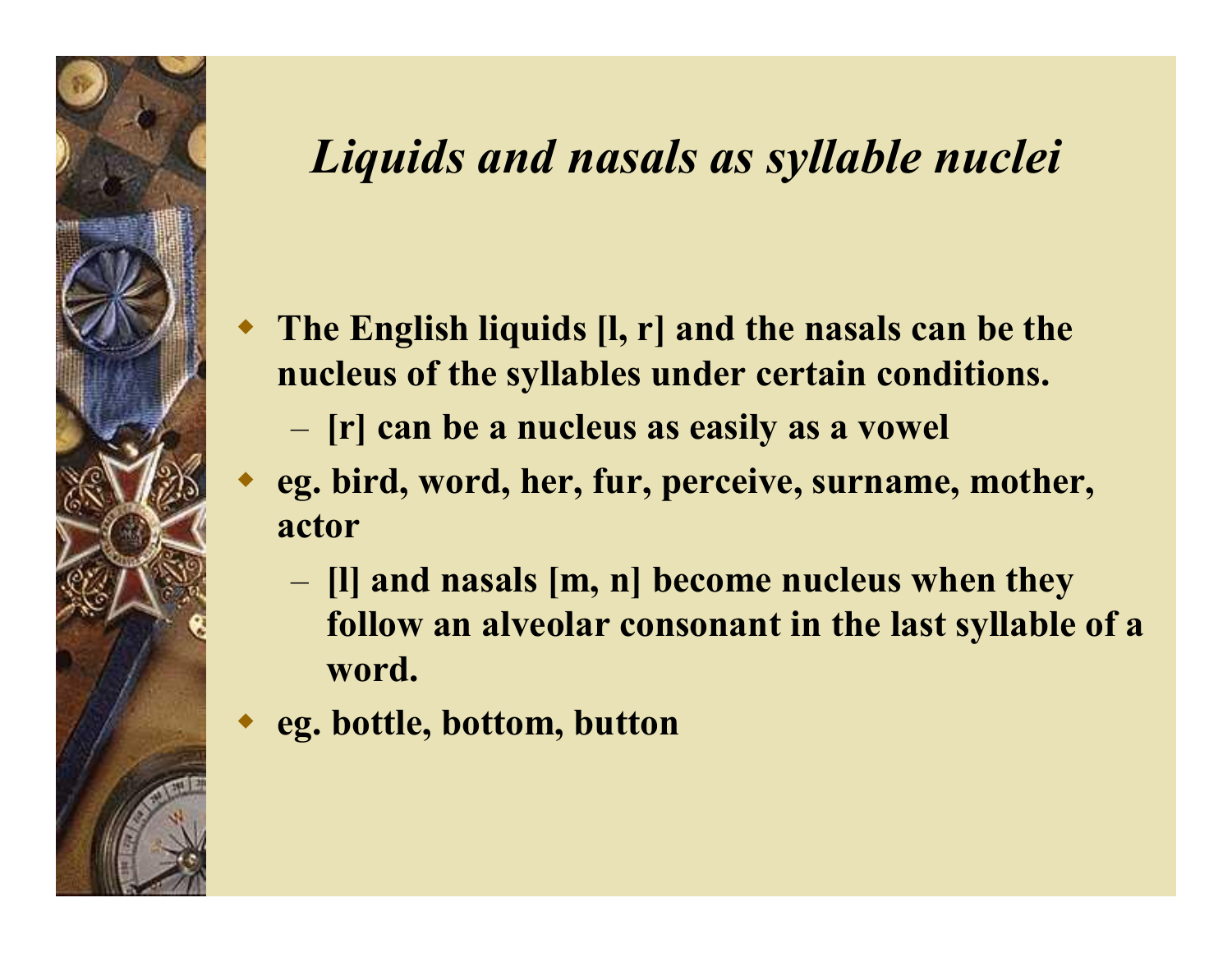# *Liquids and nasals as syllable nuclei*

- **The English liquids [l, r] and the nasals can be the nucleus of the syllables under certain conditions.**
  - **[r] can be a nucleus as easily as a vowel**
- **eg. bird, word, her, fur, perceive, surname, mother, actor**
  - **[l] and nasals [m, n] become nucleus when they follow an alveolar consonant in the last syllable of a word.**
- **eg. bottle, bottom, button**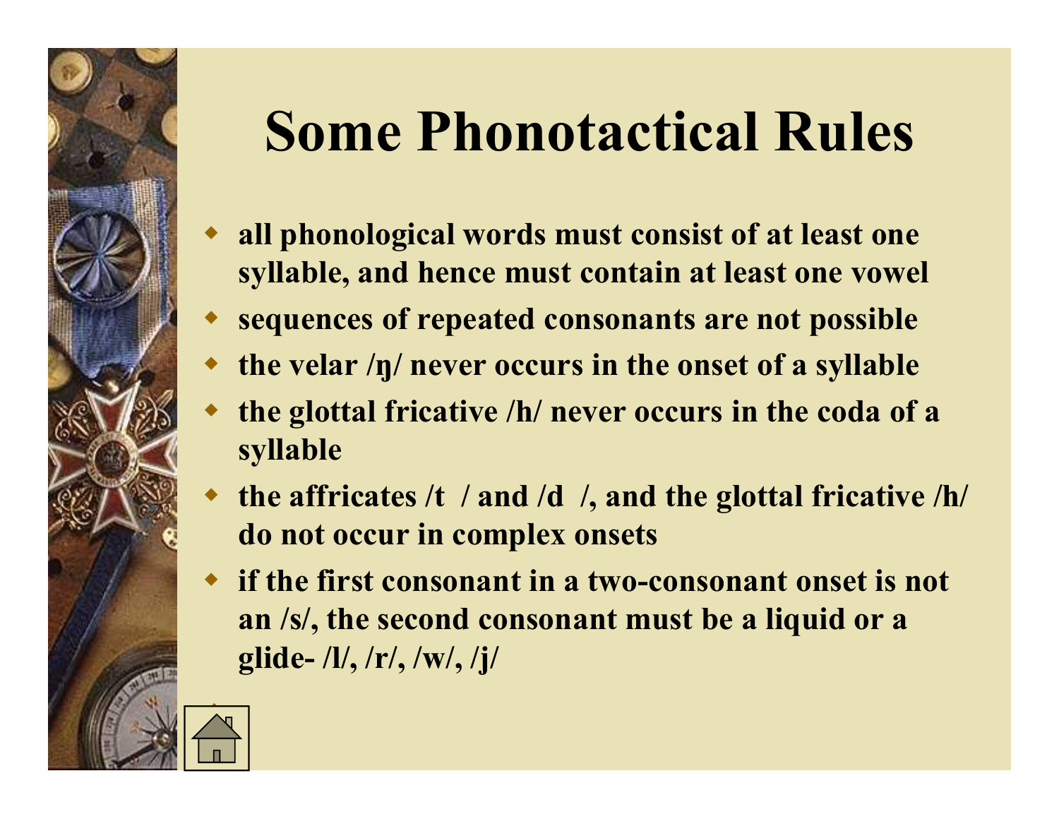# Some Phonotactical Rules

- all phonological words must consist of at least one syllable, and hence must contain at least one vowel
- sequences of repeated consonants are not possible
- the velar /ŋ/ never occurs in the onset of a syllable
- the glottal fricative /h/ never occurs in the coda of a syllable
- the affricates /t  / and /d  /, and the glottal fricative /h/ do not occur in complex onsets
- if the first consonant in a two-consonant onset is not an /s/, the second consonant must be a liquid or a glide- /l/, /r/, /w/, /j/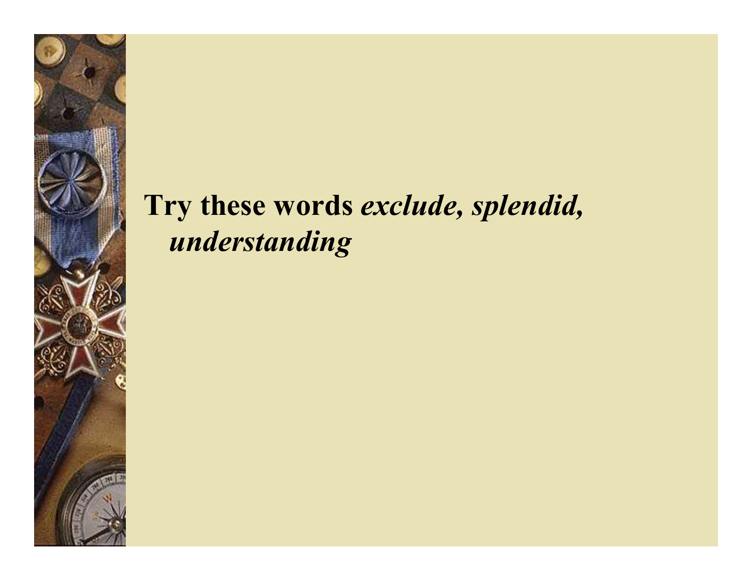**Try these words *exclude, splendid, understanding***